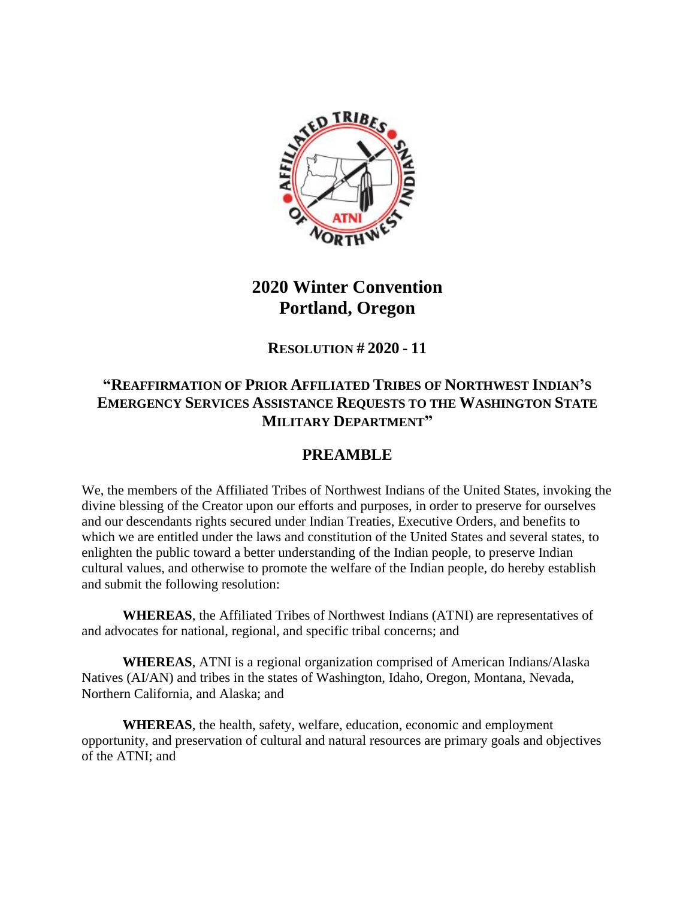# 2020 Winter Convention
# Portland, Oregon

### RESOLUTION # 2020 - 11

### "REAFFIRMATION OF PRIOR AFFILIATED TRIBES OF NORTHWEST INDIAN'S EMERGENCY SERVICES ASSISTANCE REQUESTS TO THE WASHINGTON STATE MILITARY DEPARTMENT"

## PREAMBLE

We, the members of the Affiliated Tribes of Northwest Indians of the United States, invoking the divine blessing of the Creator upon our efforts and purposes, in order to preserve for ourselves and our descendants rights secured under Indian Treaties, Executive Orders, and benefits to which we are entitled under the laws and constitution of the United States and several states, to enlighten the public toward a better understanding of the Indian people, to preserve Indian cultural values, and otherwise to promote the welfare of the Indian people, do hereby establish and submit the following resolution:

**WHEREAS**, the Affiliated Tribes of Northwest Indians (ATNI) are representatives of and advocates for national, regional, and specific tribal concerns; and

**WHEREAS**, ATNI is a regional organization comprised of American Indians/Alaska Natives (AI/AN) and tribes in the states of Washington, Idaho, Oregon, Montana, Nevada, Northern California, and Alaska; and

**WHEREAS**, the health, safety, welfare, education, economic and employment opportunity, and preservation of cultural and natural resources are primary goals and objectives of the ATNI; and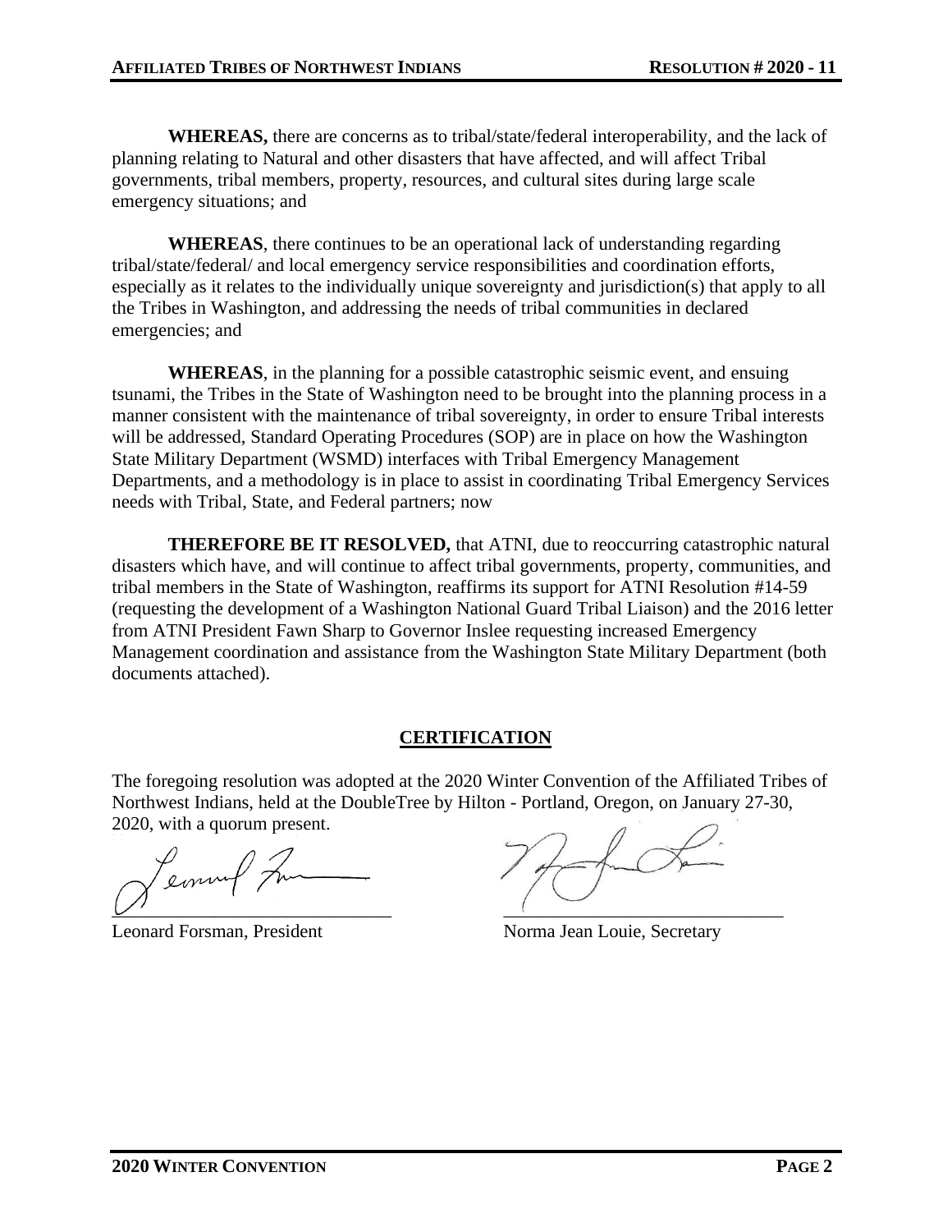**WHEREAS,** there are concerns as to tribal/state/federal interoperability, and the lack of planning relating to Natural and other disasters that have affected, and will affect Tribal governments, tribal members, property, resources, and cultural sites during large scale emergency situations; and

**WHEREAS**, there continues to be an operational lack of understanding regarding tribal/state/federal/ and local emergency service responsibilities and coordination efforts, especially as it relates to the individually unique sovereignty and jurisdiction(s) that apply to all the Tribes in Washington, and addressing the needs of tribal communities in declared emergencies; and

**WHEREAS**, in the planning for a possible catastrophic seismic event, and ensuing tsunami, the Tribes in the State of Washington need to be brought into the planning process in a manner consistent with the maintenance of tribal sovereignty, in order to ensure Tribal interests will be addressed, Standard Operating Procedures (SOP) are in place on how the Washington State Military Department (WSMD) interfaces with Tribal Emergency Management Departments, and a methodology is in place to assist in coordinating Tribal Emergency Services needs with Tribal, State, and Federal partners; now

**THEREFORE BE IT RESOLVED,** that ATNI, due to reoccurring catastrophic natural disasters which have, and will continue to affect tribal governments, property, communities, and tribal members in the State of Washington, reaffirms its support for ATNI Resolution #14-59 (requesting the development of a Washington National Guard Tribal Liaison) and the 2016 letter from ATNI President Fawn Sharp to Governor Inslee requesting increased Emergency Management coordination and assistance from the Washington State Military Department (both documents attached).

## CERTIFICATION

The foregoing resolution was adopted at the 2020 Winter Convention of the Affiliated Tribes of Northwest Indians, held at the DoubleTree by Hilton - Portland, Oregon, on January 27-30, 2020, with a quorum present.

Leonard Forsman, President

Norma Jean Louie, Secretary